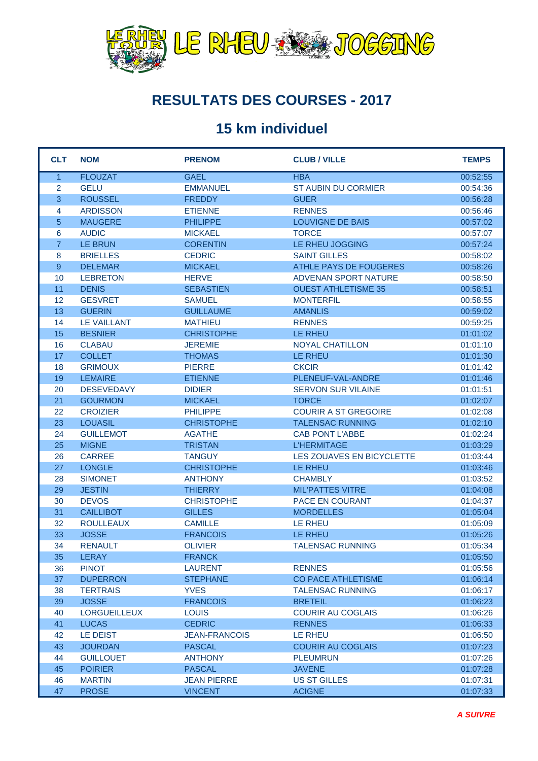# RESULTATS DES COURSES - 2017

## 15 km individuel

| CLT | NOM | PRENOM | CLUB / VILLE | TEMPS |
|---|---|---|---|---|
| 1 | FLOUZAT | GAEL | HBA | 00:52:55 |
| 2 | GELU | EMMANUEL | ST AUBIN DU CORMIER | 00:54:36 |
| 3 | ROUSSEL | FREDDY | GUER | 00:56:28 |
| 4 | ARDISSON | ETIENNE | RENNES | 00:56:46 |
| 5 | MAUGERE | PHILIPPE | LOUVIGNE DE BAIS | 00:57:02 |
| 6 | AUDIC | MICKAEL | TORCE | 00:57:07 |
| 7 | LE BRUN | CORENTIN | LE RHEU JOGGING | 00:57:24 |
| 8 | BRIELLES | CEDRIC | SAINT GILLES | 00:58:02 |
| 9 | DELEMAR | MICKAEL | ATHLE PAYS DE FOUGERES | 00:58:26 |
| 10 | LEBRETON | HERVE | ADVENAN SPORT NATURE | 00:58:50 |
| 11 | DENIS | SEBASTIEN | OUEST ATHLETISME 35 | 00:58:51 |
| 12 | GESVRET | SAMUEL | MONTERFIL | 00:58:55 |
| 13 | GUERIN | GUILLAUME | AMANLIS | 00:59:02 |
| 14 | LE VAILLANT | MATHIEU | RENNES | 00:59:25 |
| 15 | BESNIER | CHRISTOPHE | LE RHEU | 01:01:02 |
| 16 | CLABAU | JEREMIE | NOYAL CHATILLON | 01:01:10 |
| 17 | COLLET | THOMAS | LE RHEU | 01:01:30 |
| 18 | GRIMOUX | PIERRE | CKCIR | 01:01:42 |
| 19 | LEMAIRE | ETIENNE | PLENEUF-VAL-ANDRE | 01:01:46 |
| 20 | DESEVEDAVY | DIDIER | SERVON SUR VILAINE | 01:01:51 |
| 21 | GOURMON | MICKAEL | TORCE | 01:02:07 |
| 22 | CROIZIER | PHILIPPE | COURIR A ST GREGOIRE | 01:02:08 |
| 23 | LOUASIL | CHRISTOPHE | TALENSAC RUNNING | 01:02:10 |
| 24 | GUILLEMOT | AGATHE | CAB PONT L'ABBE | 01:02:24 |
| 25 | MIGNE | TRISTAN | L'HERMITAGE | 01:03:29 |
| 26 | CARREE | TANGUY | LES ZOUAVES EN BICYCLETTE | 01:03:44 |
| 27 | LONGLE | CHRISTOPHE | LE RHEU | 01:03:46 |
| 28 | SIMONET | ANTHONY | CHAMBLY | 01:03:52 |
| 29 | JESTIN | THIERRY | MIL'PATTES VITRE | 01:04:08 |
| 30 | DEVOS | CHRISTOPHE | PACE EN COURANT | 01:04:37 |
| 31 | CAILLIBOT | GILLES | MORDELLES | 01:05:04 |
| 32 | ROULLEAUX | CAMILLE | LE RHEU | 01:05:09 |
| 33 | JOSSE | FRANCOIS | LE RHEU | 01:05:26 |
| 34 | RENAULT | OLIVIER | TALENSAC RUNNING | 01:05:34 |
| 35 | LERAY | FRANCK | | 01:05:50 |
| 36 | PINOT | LAURENT | RENNES | 01:05:56 |
| 37 | DUPERRON | STEPHANE | CO PACE ATHLETISME | 01:06:14 |
| 38 | TERTRAIS | YVES | TALENSAC RUNNING | 01:06:17 |
| 39 | JOSSE | FRANCOIS | BRETEIL | 01:06:23 |
| 40 | LORGUEILLEUX | LOUIS | COURIR AU COGLAIS | 01:06:26 |
| 41 | LUCAS | CEDRIC | RENNES | 01:06:33 |
| 42 | LE DEIST | JEAN-FRANCOIS | LE RHEU | 01:06:50 |
| 43 | JOURDAN | PASCAL | COURIR AU COGLAIS | 01:07:23 |
| 44 | GUILLOUET | ANTHONY | PLEUMRUN | 01:07:26 |
| 45 | POIRIER | PASCAL | JAVENE | 01:07:28 |
| 46 | MARTIN | JEAN PIERRE | US ST GILLES | 01:07:31 |
| 47 | PROSE | VINCENT | ACIGNE | 01:07:33 |

***A SUIVRE***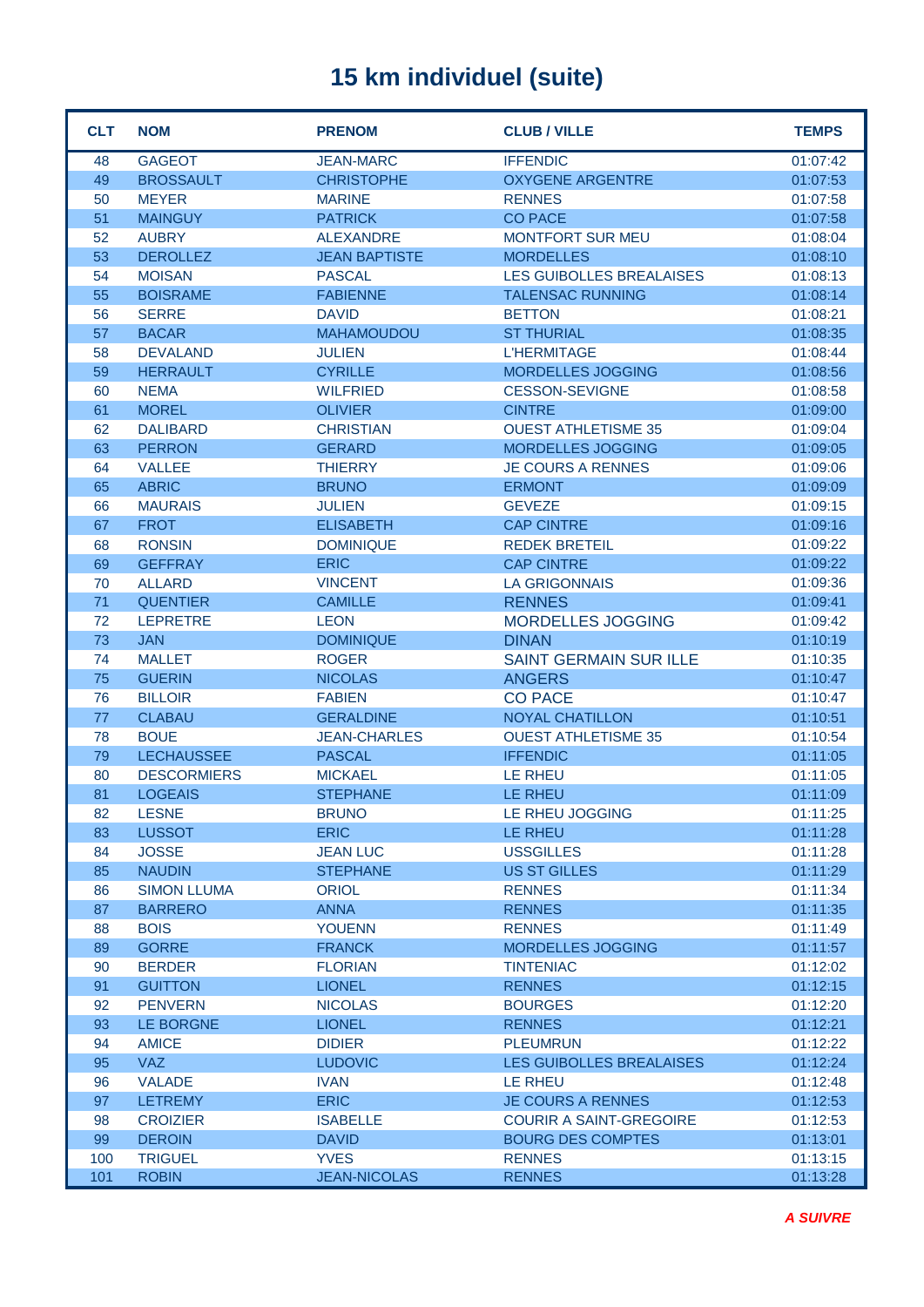# 15 km individuel (suite)

| CLT | NOM | PRENOM | CLUB / VILLE | TEMPS |
|---|---|---|---|---|
| 48 | GAGEOT | JEAN-MARC | IFFENDIC | 01:07:42 |
| 49 | BROSSAULT | CHRISTOPHE | OXYGENE ARGENTRE | 01:07:53 |
| 50 | MEYER | MARINE | RENNES | 01:07:58 |
| 51 | MAINGUY | PATRICK | CO PACE | 01:07:58 |
| 52 | AUBRY | ALEXANDRE | MONTFORT SUR MEU | 01:08:04 |
| 53 | DEROLLEZ | JEAN BAPTISTE | MORDELLES | 01:08:10 |
| 54 | MOISAN | PASCAL | LES GUIBOLLES BREALAISES | 01:08:13 |
| 55 | BOISRAME | FABIENNE | TALENSAC RUNNING | 01:08:14 |
| 56 | SERRE | DAVID | BETTON | 01:08:21 |
| 57 | BACAR | MAHAMOUDOU | ST THURIAL | 01:08:35 |
| 58 | DEVALAND | JULIEN | L'HERMITAGE | 01:08:44 |
| 59 | HERRAULT | CYRILLE | MORDELLES JOGGING | 01:08:56 |
| 60 | NEMA | WILFRIED | CESSON-SEVIGNE | 01:08:58 |
| 61 | MOREL | OLIVIER | CINTRE | 01:09:00 |
| 62 | DALIBARD | CHRISTIAN | OUEST ATHLETISME 35 | 01:09:04 |
| 63 | PERRON | GERARD | MORDELLES JOGGING | 01:09:05 |
| 64 | VALLEE | THIERRY | JE COURS A RENNES | 01:09:06 |
| 65 | ABRIC | BRUNO | ERMONT | 01:09:09 |
| 66 | MAURAIS | JULIEN | GEVEZE | 01:09:15 |
| 67 | FROT | ELISABETH | CAP CINTRE | 01:09:16 |
| 68 | RONSIN | DOMINIQUE | REDEK BRETEIL | 01:09:22 |
| 69 | GEFFRAY | ERIC | CAP CINTRE | 01:09:22 |
| 70 | ALLARD | VINCENT | LA GRIGONNAIS | 01:09:36 |
| 71 | QUENTIER | CAMILLE | RENNES | 01:09:41 |
| 72 | LEPRETRE | LEON | MORDELLES JOGGING | 01:09:42 |
| 73 | JAN | DOMINIQUE | DINAN | 01:10:19 |
| 74 | MALLET | ROGER | SAINT GERMAIN SUR ILLE | 01:10:35 |
| 75 | GUERIN | NICOLAS | ANGERS | 01:10:47 |
| 76 | BILLOIR | FABIEN | CO PACE | 01:10:47 |
| 77 | CLABAU | GERALDINE | NOYAL CHATILLON | 01:10:51 |
| 78 | BOUE | JEAN-CHARLES | OUEST ATHLETISME 35 | 01:10:54 |
| 79 | LECHAUSSEE | PASCAL | IFFENDIC | 01:11:05 |
| 80 | DESCORMIERS | MICKAEL | LE RHEU | 01:11:05 |
| 81 | LOGEAIS | STEPHANE | LE RHEU | 01:11:09 |
| 82 | LESNE | BRUNO | LE RHEU JOGGING | 01:11:25 |
| 83 | LUSSOT | ERIC | LE RHEU | 01:11:28 |
| 84 | JOSSE | JEAN LUC | USSGILLES | 01:11:28 |
| 85 | NAUDIN | STEPHANE | US ST GILLES | 01:11:29 |
| 86 | SIMON LLUMA | ORIOL | RENNES | 01:11:34 |
| 87 | BARRERO | ANNA | RENNES | 01:11:35 |
| 88 | BOIS | YOUENN | RENNES | 01:11:49 |
| 89 | GORRE | FRANCK | MORDELLES JOGGING | 01:11:57 |
| 90 | BERDER | FLORIAN | TINTENIAC | 01:12:02 |
| 91 | GUITTON | LIONEL | RENNES | 01:12:15 |
| 92 | PENVERN | NICOLAS | BOURGES | 01:12:20 |
| 93 | LE BORGNE | LIONEL | RENNES | 01:12:21 |
| 94 | AMICE | DIDIER | PLEUMRUN | 01:12:22 |
| 95 | VAZ | LUDOVIC | LES GUIBOLLES BREALAISES | 01:12:24 |
| 96 | VALADE | IVAN | LE RHEU | 01:12:48 |
| 97 | LETREMY | ERIC | JE COURS A RENNES | 01:12:53 |
| 98 | CROIZIER | ISABELLE | COURIR A SAINT-GREGOIRE | 01:12:53 |
| 99 | DEROIN | DAVID | BOURG DES COMPTES | 01:13:01 |
| 100 | TRIGUEL | YVES | RENNES | 01:13:15 |
| 101 | ROBIN | JEAN-NICOLAS | RENNES | 01:13:28 |

***A SUIVRE***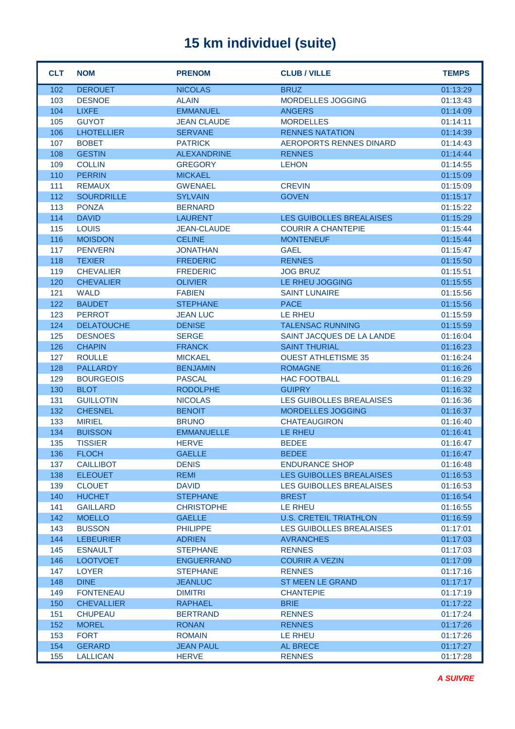# 15 km individuel (suite)

| CLT | NOM | PRENOM | CLUB / VILLE | TEMPS |
|---|---|---|---|---|
| 102 | DEROUET | NICOLAS | BRUZ | 01:13:29 |
| 103 | DESNOE | ALAIN | MORDELLES JOGGING | 01:13:43 |
| 104 | LIXFE | EMMANUEL | ANGERS | 01:14:09 |
| 105 | GUYOT | JEAN CLAUDE | MORDELLES | 01:14:11 |
| 106 | LHOTELLIER | SERVANE | RENNES NATATION | 01:14:39 |
| 107 | BOBET | PATRICK | AEROPORTS RENNES DINARD | 01:14:43 |
| 108 | GESTIN | ALEXANDRINE | RENNES | 01:14:44 |
| 109 | COLLIN | GREGORY | LEHON | 01:14:55 |
| 110 | PERRIN | MICKAEL | | 01:15:09 |
| 111 | REMAUX | GWENAEL | CREVIN | 01:15:09 |
| 112 | SOURDRILLE | SYLVAIN | GOVEN | 01:15:17 |
| 113 | PONZA | BERNARD | | 01:15:22 |
| 114 | DAVID | LAURENT | LES GUIBOLLES BREALAISES | 01:15:29 |
| 115 | LOUIS | JEAN-CLAUDE | COURIR A CHANTEPIE | 01:15:44 |
| 116 | MOISDON | CELINE | MONTENEUF | 01:15:44 |
| 117 | PENVERN | JONATHAN | GAEL | 01:15:47 |
| 118 | TEXIER | FREDERIC | RENNES | 01:15:50 |
| 119 | CHEVALIER | FREDERIC | JOG BRUZ | 01:15:51 |
| 120 | CHEVALIER | OLIVIER | LE RHEU JOGGING | 01:15:55 |
| 121 | WALD | FABIEN | SAINT LUNAIRE | 01:15:56 |
| 122 | BAUDET | STEPHANE | PACE | 01:15:56 |
| 123 | PERROT | JEAN LUC | LE RHEU | 01:15:59 |
| 124 | DELATOUCHE | DENISE | TALENSAC RUNNING | 01:15:59 |
| 125 | DESNOES | SERGE | SAINT JACQUES DE LA LANDE | 01:16:04 |
| 126 | CHAPIN | FRANCK | SAINT THURIAL | 01:16:23 |
| 127 | ROULLE | MICKAEL | OUEST ATHLETISME 35 | 01:16:24 |
| 128 | PALLARDY | BENJAMIN | ROMAGNE | 01:16:26 |
| 129 | BOURGEOIS | PASCAL | HAC FOOTBALL | 01:16:29 |
| 130 | BLOT | RODOLPHE | GUIPRY | 01:16:32 |
| 131 | GUILLOTIN | NICOLAS | LES GUIBOLLES BREALAISES | 01:16:36 |
| 132 | CHESNEL | BENOIT | MORDELLES JOGGING | 01:16:37 |
| 133 | MIRIEL | BRUNO | CHATEAUGIRON | 01:16:40 |
| 134 | BUISSON | EMMANUELLE | LE RHEU | 01:16:41 |
| 135 | TISSIER | HERVE | BEDEE | 01:16:47 |
| 136 | FLOCH | GAELLE | BEDEE | 01:16:47 |
| 137 | CAILLIBOT | DENIS | ENDURANCE SHOP | 01:16:48 |
| 138 | ELEOUET | REMI | LES GUIBOLLES BREALAISES | 01:16:53 |
| 139 | CLOUET | DAVID | LES GUIBOLLES BREALAISES | 01:16:53 |
| 140 | HUCHET | STEPHANE | BREST | 01:16:54 |
| 141 | GAILLARD | CHRISTOPHE | LE RHEU | 01:16:55 |
| 142 | MOELLO | GAELLE | U.S. CRETEIL TRIATHLON | 01:16:59 |
| 143 | BUSSON | PHILIPPE | LES GUIBOLLES BREALAISES | 01:17:01 |
| 144 | LEBEURIER | ADRIEN | AVRANCHES | 01:17:03 |
| 145 | ESNAULT | STEPHANE | RENNES | 01:17:03 |
| 146 | LOOTVOET | ENGUERRAND | COURIR A VEZIN | 01:17:09 |
| 147 | LOYER | STEPHANE | RENNES | 01:17:16 |
| 148 | DINE | JEANLUC | ST MEEN LE GRAND | 01:17:17 |
| 149 | FONTENEAU | DIMITRI | CHANTEPIE | 01:17:19 |
| 150 | CHEVALLIER | RAPHAEL | BRIE | 01:17:22 |
| 151 | CHUPEAU | BERTRAND | RENNES | 01:17:24 |
| 152 | MOREL | RONAN | RENNES | 01:17:26 |
| 153 | FORT | ROMAIN | LE RHEU | 01:17:26 |
| 154 | GERARD | JEAN PAUL | AL BRECE | 01:17:27 |
| 155 | LALLICAN | HERVE | RENNES | 01:17:28 |

***A SUIVRE***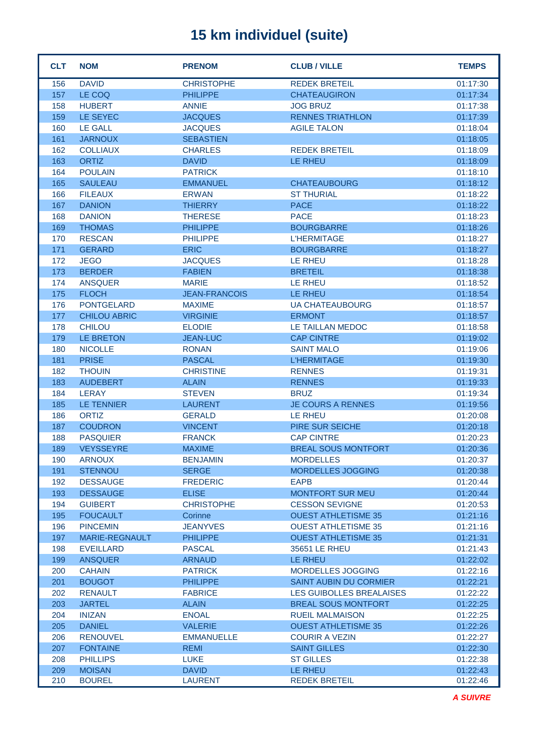# 15 km individuel (suite)

| CLT | NOM | PRENOM | CLUB / VILLE | TEMPS |
|---|---|---|---|---|
| 156 | DAVID | CHRISTOPHE | REDEK BRETEIL | 01:17:30 |
| 157 | LE COQ | PHILIPPE | CHATEAUGIRON | 01:17:34 |
| 158 | HUBERT | ANNIE | JOG BRUZ | 01:17:38 |
| 159 | LE SEYEC | JACQUES | RENNES TRIATHLON | 01:17:39 |
| 160 | LE GALL | JACQUES | AGILE TALON | 01:18:04 |
| 161 | JARNOUX | SEBASTIEN | | 01:18:05 |
| 162 | COLLIAUX | CHARLES | REDEK BRETEIL | 01:18:09 |
| 163 | ORTIZ | DAVID | LE RHEU | 01:18:09 |
| 164 | POULAIN | PATRICK | | 01:18:10 |
| 165 | SAULEAU | EMMANUEL | CHATEAUBOURG | 01:18:12 |
| 166 | FILEAUX | ERWAN | ST THURIAL | 01:18:22 |
| 167 | DANION | THIERRY | PACE | 01:18:22 |
| 168 | DANION | THERESE | PACE | 01:18:23 |
| 169 | THOMAS | PHILIPPE | BOURGBARRE | 01:18:26 |
| 170 | RESCAN | PHILIPPE | L'HERMITAGE | 01:18:27 |
| 171 | GERARD | ERIC | BOURGBARRE | 01:18:27 |
| 172 | JEGO | JACQUES | LE RHEU | 01:18:28 |
| 173 | BERDER | FABIEN | BRETEIL | 01:18:38 |
| 174 | ANSQUER | MARIE | LE RHEU | 01:18:52 |
| 175 | FLOCH | JEAN-FRANCOIS | LE RHEU | 01:18:54 |
| 176 | PONTGELARD | MAXIME | UA CHATEAUBOURG | 01:18:57 |
| 177 | CHILOU ABRIC | VIRGINIE | ERMONT | 01:18:57 |
| 178 | CHILOU | ELODIE | LE TAILLAN MEDOC | 01:18:58 |
| 179 | LE BRETON | JEAN-LUC | CAP CINTRE | 01:19:02 |
| 180 | NICOLLE | RONAN | SAINT MALO | 01:19:06 |
| 181 | PRISE | PASCAL | L'HERMITAGE | 01:19:30 |
| 182 | THOUIN | CHRISTINE | RENNES | 01:19:31 |
| 183 | AUDEBERT | ALAIN | RENNES | 01:19:33 |
| 184 | LERAY | STEVEN | BRUZ | 01:19:34 |
| 185 | LE TENNIER | LAURENT | JE COURS A RENNES | 01:19:56 |
| 186 | ORTIZ | GERALD | LE RHEU | 01:20:08 |
| 187 | COUDRON | VINCENT | PIRE SUR SEICHE | 01:20:18 |
| 188 | PASQUIER | FRANCK | CAP CINTRE | 01:20:23 |
| 189 | VEYSSEYRE | MAXIME | BREAL SOUS MONTFORT | 01:20:36 |
| 190 | ARNOUX | BENJAMIN | MORDELLES | 01:20:37 |
| 191 | STENNOU | SERGE | MORDELLES JOGGING | 01:20:38 |
| 192 | DESSAUGE | FREDERIC | EAPB | 01:20:44 |
| 193 | DESSAUGE | ELISE | MONTFORT SUR MEU | 01:20:44 |
| 194 | GUIBERT | CHRISTOPHE | CESSON SEVIGNE | 01:20:53 |
| 195 | FOUCAULT | Corinne | OUEST ATHLETISME 35 | 01:21:16 |
| 196 | PINCEMIN | JEANYVES | OUEST ATHLETISME 35 | 01:21:16 |
| 197 | MARIE-REGNAULT | PHILIPPE | OUEST ATHLETISME 35 | 01:21:31 |
| 198 | EVEILLARD | PASCAL | 35651 LE RHEU | 01:21:43 |
| 199 | ANSQUER | ARNAUD | LE RHEU | 01:22:02 |
| 200 | CAHAIN | PATRICK | MORDELLES JOGGING | 01:22:16 |
| 201 | BOUGOT | PHILIPPE | SAINT AUBIN DU CORMIER | 01:22:21 |
| 202 | RENAULT | FABRICE | LES GUIBOLLES BREALAISES | 01:22:22 |
| 203 | JARTEL | ALAIN | BREAL SOUS MONTFORT | 01:22:25 |
| 204 | INIZAN | ENOAL | RUEIL MALMAISON | 01:22:25 |
| 205 | DANIEL | VALERIE | OUEST ATHLETISME 35 | 01:22:26 |
| 206 | RENOUVEL | EMMANUELLE | COURIR A VEZIN | 01:22:27 |
| 207 | FONTAINE | REMI | SAINT GILLES | 01:22:30 |
| 208 | PHILLIPS | LUKE | ST GILLES | 01:22:38 |
| 209 | MOISAN | DAVID | LE RHEU | 01:22:43 |
| 210 | BOUREL | LAURENT | REDEK BRETEIL | 01:22:46 |

***A SUIVRE***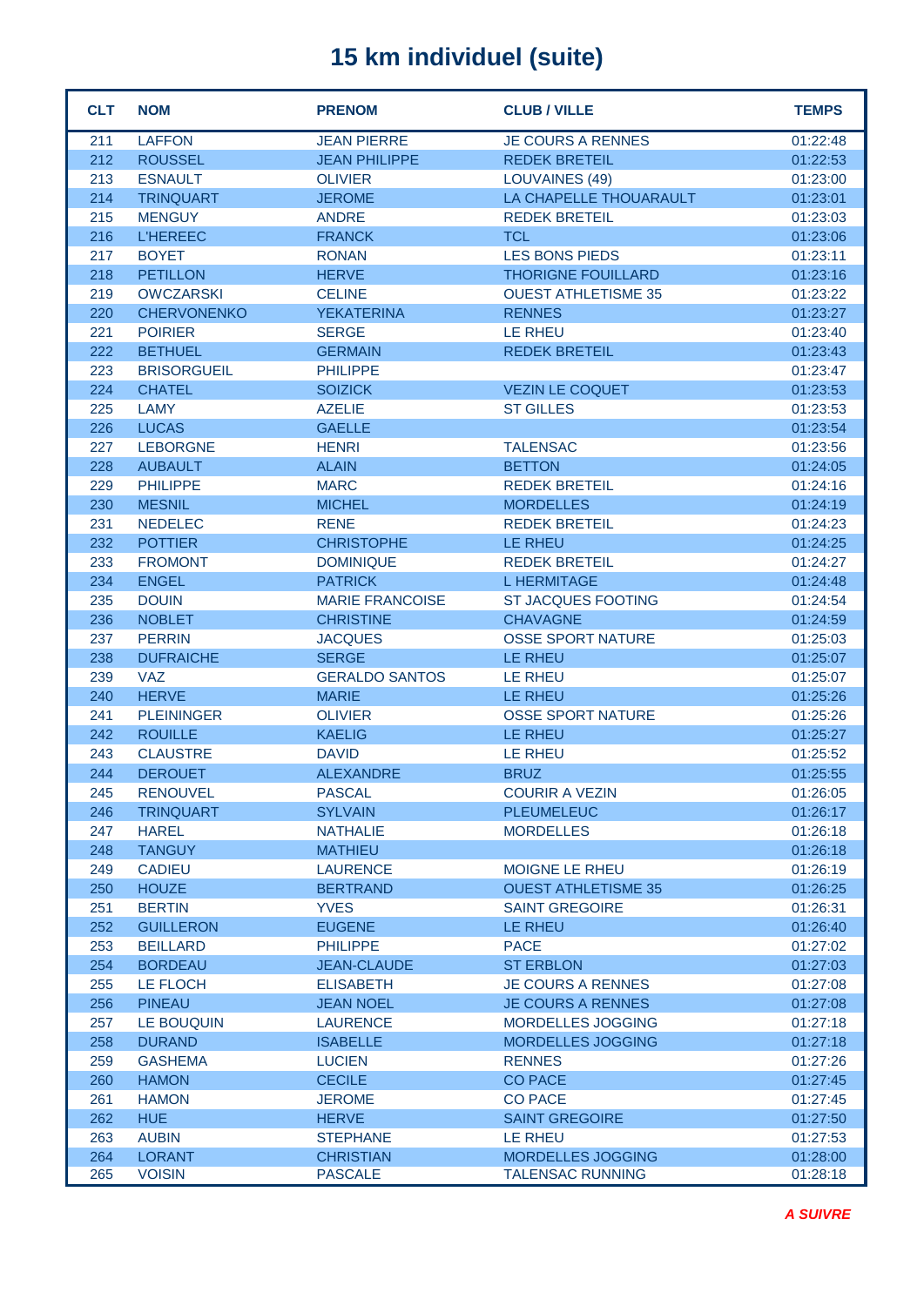# 15 km individuel (suite)

| CLT | NOM | PRENOM | CLUB / VILLE | TEMPS |
|---|---|---|---|---|
| 211 | LAFFON | JEAN PIERRE | JE COURS A RENNES | 01:22:48 |
| 212 | ROUSSEL | JEAN PHILIPPE | REDEK BRETEIL | 01:22:53 |
| 213 | ESNAULT | OLIVIER | LOUVAINES (49) | 01:23:00 |
| 214 | TRINQUART | JEROME | LA CHAPELLE THOUARAULT | 01:23:01 |
| 215 | MENGUY | ANDRE | REDEK BRETEIL | 01:23:03 |
| 216 | L'HEREEC | FRANCK | TCL | 01:23:06 |
| 217 | BOYET | RONAN | LES BONS PIEDS | 01:23:11 |
| 218 | PETILLON | HERVE | THORIGNE FOUILLARD | 01:23:16 |
| 219 | OWCZARSKI | CELINE | OUEST ATHLETISME 35 | 01:23:22 |
| 220 | CHERVONENKO | YEKATERINA | RENNES | 01:23:27 |
| 221 | POIRIER | SERGE | LE RHEU | 01:23:40 |
| 222 | BETHUEL | GERMAIN | REDEK BRETEIL | 01:23:43 |
| 223 | BRISORGUEIL | PHILIPPE | | 01:23:47 |
| 224 | CHATEL | SOIZICK | VEZIN LE COQUET | 01:23:53 |
| 225 | LAMY | AZELIE | ST GILLES | 01:23:53 |
| 226 | LUCAS | GAELLE | | 01:23:54 |
| 227 | LEBORGNE | HENRI | TALENSAC | 01:23:56 |
| 228 | AUBAULT | ALAIN | BETTON | 01:24:05 |
| 229 | PHILIPPE | MARC | REDEK BRETEIL | 01:24:16 |
| 230 | MESNIL | MICHEL | MORDELLES | 01:24:19 |
| 231 | NEDELEC | RENE | REDEK BRETEIL | 01:24:23 |
| 232 | POTTIER | CHRISTOPHE | LE RHEU | 01:24:25 |
| 233 | FROMONT | DOMINIQUE | REDEK BRETEIL | 01:24:27 |
| 234 | ENGEL | PATRICK | L HERMITAGE | 01:24:48 |
| 235 | DOUIN | MARIE FRANCOISE | ST JACQUES FOOTING | 01:24:54 |
| 236 | NOBLET | CHRISTINE | CHAVAGNE | 01:24:59 |
| 237 | PERRIN | JACQUES | OSSE SPORT NATURE | 01:25:03 |
| 238 | DUFRAICHE | SERGE | LE RHEU | 01:25:07 |
| 239 | VAZ | GERALDO SANTOS | LE RHEU | 01:25:07 |
| 240 | HERVE | MARIE | LE RHEU | 01:25:26 |
| 241 | PLEININGER | OLIVIER | OSSE SPORT NATURE | 01:25:26 |
| 242 | ROUILLE | KAELIG | LE RHEU | 01:25:27 |
| 243 | CLAUSTRE | DAVID | LE RHEU | 01:25:52 |
| 244 | DEROUET | ALEXANDRE | BRUZ | 01:25:55 |
| 245 | RENOUVEL | PASCAL | COURIR A VEZIN | 01:26:05 |
| 246 | TRINQUART | SYLVAIN | PLEUMELEUC | 01:26:17 |
| 247 | HAREL | NATHALIE | MORDELLES | 01:26:18 |
| 248 | TANGUY | MATHIEU | | 01:26:18 |
| 249 | CADIEU | LAURENCE | MOIGNE LE RHEU | 01:26:19 |
| 250 | HOUZE | BERTRAND | OUEST ATHLETISME 35 | 01:26:25 |
| 251 | BERTIN | YVES | SAINT GREGOIRE | 01:26:31 |
| 252 | GUILLERON | EUGENE | LE RHEU | 01:26:40 |
| 253 | BEILLARD | PHILIPPE | PACE | 01:27:02 |
| 254 | BORDEAU | JEAN-CLAUDE | ST ERBLON | 01:27:03 |
| 255 | LE FLOCH | ELISABETH | JE COURS A RENNES | 01:27:08 |
| 256 | PINEAU | JEAN NOEL | JE COURS A RENNES | 01:27:08 |
| 257 | LE BOUQUIN | LAURENCE | MORDELLES JOGGING | 01:27:18 |
| 258 | DURAND | ISABELLE | MORDELLES JOGGING | 01:27:18 |
| 259 | GASHEMA | LUCIEN | RENNES | 01:27:26 |
| 260 | HAMON | CECILE | CO PACE | 01:27:45 |
| 261 | HAMON | JEROME | CO PACE | 01:27:45 |
| 262 | HUE | HERVE | SAINT GREGOIRE | 01:27:50 |
| 263 | AUBIN | STEPHANE | LE RHEU | 01:27:53 |
| 264 | LORANT | CHRISTIAN | MORDELLES JOGGING | 01:28:00 |
| 265 | VOISIN | PASCALE | TALENSAC RUNNING | 01:28:18 |

***A SUIVRE***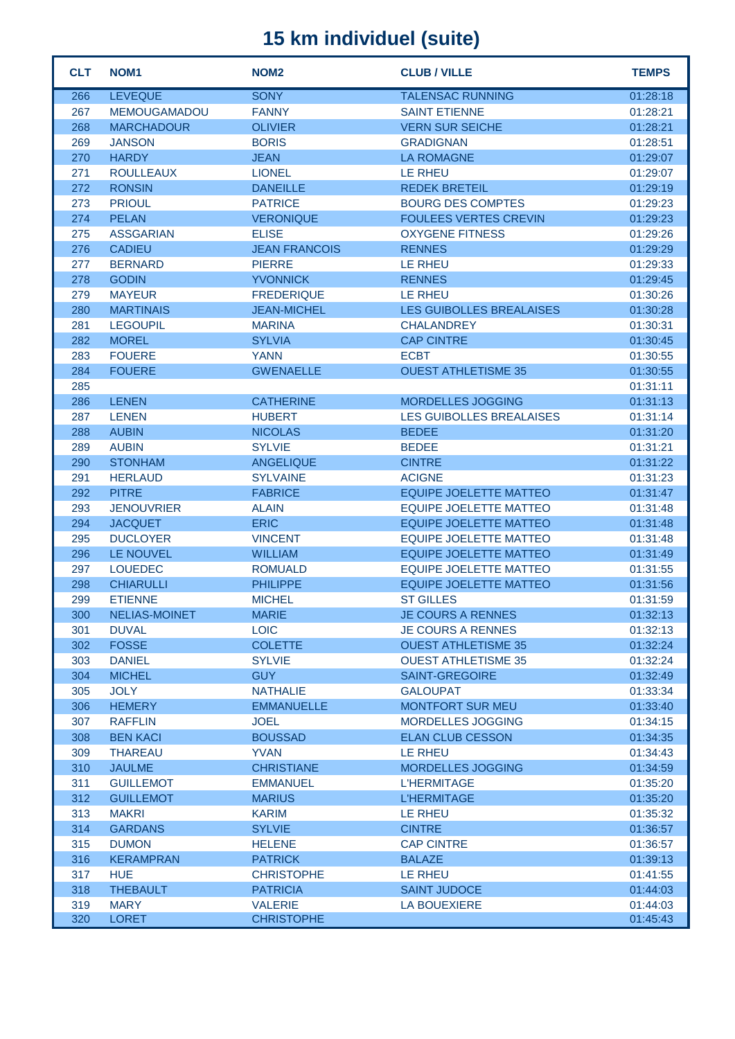# 15 km individuel (suite)

| CLT | NOM1 | NOM2 | CLUB / VILLE | TEMPS |
|---|---|---|---|---|
| 266 | LEVEQUE | SONY | TALENSAC RUNNING | 01:28:18 |
| 267 | MEMOUGAMADOU | FANNY | SAINT ETIENNE | 01:28:21 |
| 268 | MARCHADOUR | OLIVIER | VERN SUR SEICHE | 01:28:21 |
| 269 | JANSON | BORIS | GRADIGNAN | 01:28:51 |
| 270 | HARDY | JEAN | LA ROMAGNE | 01:29:07 |
| 271 | ROULLEAUX | LIONEL | LE RHEU | 01:29:07 |
| 272 | RONSIN | DANEILLE | REDEK BRETEIL | 01:29:19 |
| 273 | PRIOUL | PATRICE | BOURG DES COMPTES | 01:29:23 |
| 274 | PELAN | VERONIQUE | FOULEES VERTES CREVIN | 01:29:23 |
| 275 | ASSGARIAN | ELISE | OXYGENE FITNESS | 01:29:26 |
| 276 | CADIEU | JEAN FRANCOIS | RENNES | 01:29:29 |
| 277 | BERNARD | PIERRE | LE RHEU | 01:29:33 |
| 278 | GODIN | YVONNICK | RENNES | 01:29:45 |
| 279 | MAYEUR | FREDERIQUE | LE RHEU | 01:30:26 |
| 280 | MARTINAIS | JEAN-MICHEL | LES GUIBOLLES BREALAISES | 01:30:28 |
| 281 | LEGOUPIL | MARINA | CHALANDREY | 01:30:31 |
| 282 | MOREL | SYLVIA | CAP CINTRE | 01:30:45 |
| 283 | FOUERE | YANN | ECBT | 01:30:55 |
| 284 | FOUERE | GWENAELLE | OUEST ATHLETISME 35 | 01:30:55 |
| 285 | | | | 01:31:11 |
| 286 | LENEN | CATHERINE | MORDELLES JOGGING | 01:31:13 |
| 287 | LENEN | HUBERT | LES GUIBOLLES BREALAISES | 01:31:14 |
| 288 | AUBIN | NICOLAS | BEDEE | 01:31:20 |
| 289 | AUBIN | SYLVIE | BEDEE | 01:31:21 |
| 290 | STONHAM | ANGELIQUE | CINTRE | 01:31:22 |
| 291 | HERLAUD | SYLVAINE | ACIGNE | 01:31:23 |
| 292 | PITRE | FABRICE | EQUIPE JOELETTE MATTEO | 01:31:47 |
| 293 | JENOUVRIER | ALAIN | EQUIPE JOELETTE MATTEO | 01:31:48 |
| 294 | JACQUET | ERIC | EQUIPE JOELETTE MATTEO | 01:31:48 |
| 295 | DUCLOYER | VINCENT | EQUIPE JOELETTE MATTEO | 01:31:48 |
| 296 | LE NOUVEL | WILLIAM | EQUIPE JOELETTE MATTEO | 01:31:49 |
| 297 | LOUEDEC | ROMUALD | EQUIPE JOELETTE MATTEO | 01:31:55 |
| 298 | CHIARULLI | PHILIPPE | EQUIPE JOELETTE MATTEO | 01:31:56 |
| 299 | ETIENNE | MICHEL | ST GILLES | 01:31:59 |
| 300 | NELIAS-MOINET | MARIE | JE COURS A RENNES | 01:32:13 |
| 301 | DUVAL | LOIC | JE COURS A RENNES | 01:32:13 |
| 302 | FOSSE | COLETTE | OUEST ATHLETISME 35 | 01:32:24 |
| 303 | DANIEL | SYLVIE | OUEST ATHLETISME 35 | 01:32:24 |
| 304 | MICHEL | GUY | SAINT-GREGOIRE | 01:32:49 |
| 305 | JOLY | NATHALIE | GALOUPAT | 01:33:34 |
| 306 | HEMERY | EMMANUELLE | MONTFORT SUR MEU | 01:33:40 |
| 307 | RAFFLIN | JOEL | MORDELLES JOGGING | 01:34:15 |
| 308 | BEN KACI | BOUSSAD | ELAN CLUB CESSON | 01:34:35 |
| 309 | THAREAU | YVAN | LE RHEU | 01:34:43 |
| 310 | JAULME | CHRISTIANE | MORDELLES JOGGING | 01:34:59 |
| 311 | GUILLEMOT | EMMANUEL | L'HERMITAGE | 01:35:20 |
| 312 | GUILLEMOT | MARIUS | L'HERMITAGE | 01:35:20 |
| 313 | MAKRI | KARIM | LE RHEU | 01:35:32 |
| 314 | GARDANS | SYLVIE | CINTRE | 01:36:57 |
| 315 | DUMON | HELENE | CAP CINTRE | 01:36:57 |
| 316 | KERAMPRAN | PATRICK | BALAZE | 01:39:13 |
| 317 | HUE | CHRISTOPHE | LE RHEU | 01:41:55 |
| 318 | THEBAULT | PATRICIA | SAINT JUDOCE | 01:44:03 |
| 319 | MARY | VALERIE | LA BOUEXIERE | 01:44:03 |
| 320 | LORET | CHRISTOPHE | | 01:45:43 |